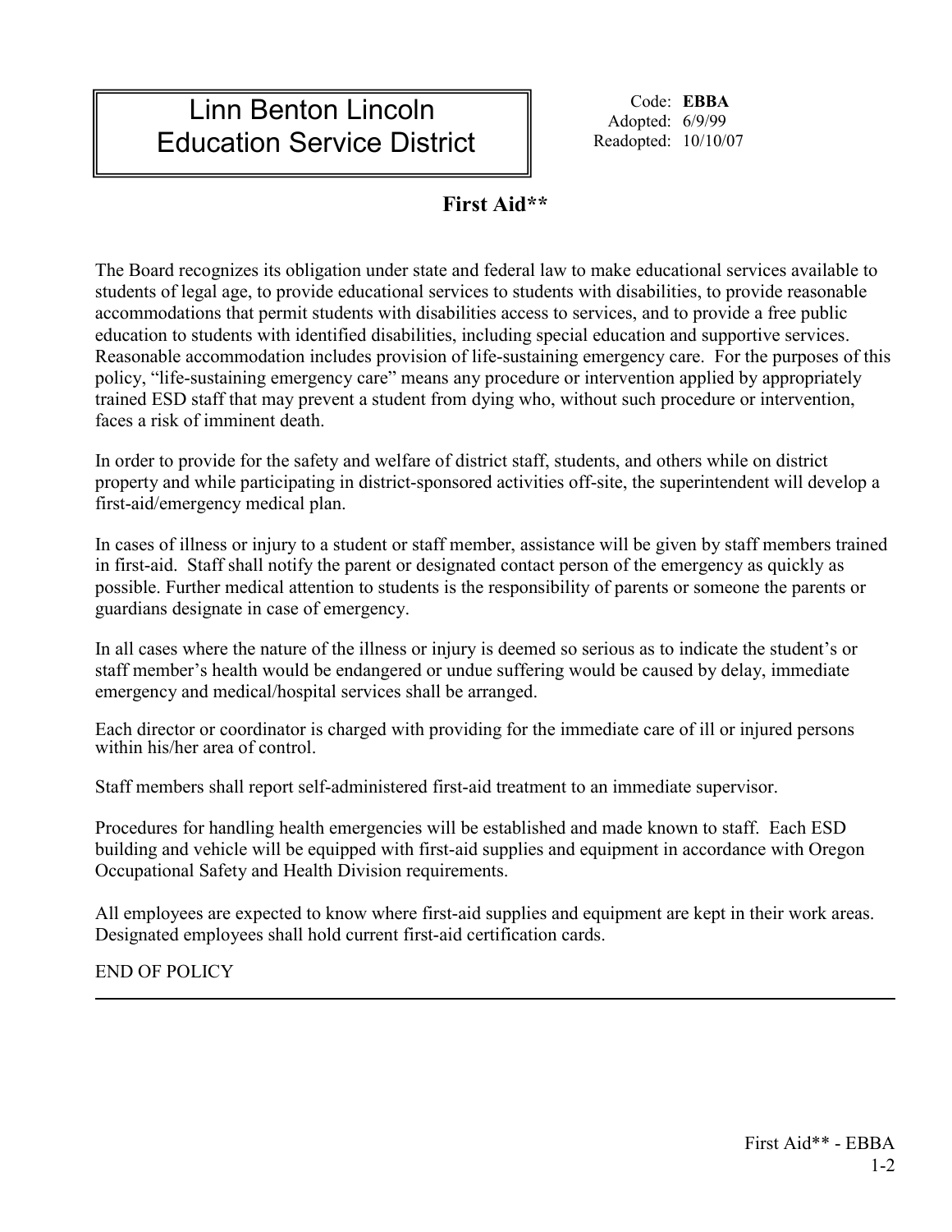Linn Benton Lincoln
Education Service District

Code: **EBBA**
Adopted: 6/9/99
Readopted: 10/10/07

## First Aid**

The Board recognizes its obligation under state and federal law to make educational services available to students of legal age, to provide educational services to students with disabilities, to provide reasonable accommodations that permit students with disabilities access to services, and to provide a free public education to students with identified disabilities, including special education and supportive services. Reasonable accommodation includes provision of life-sustaining emergency care. For the purposes of this policy, "life-sustaining emergency care" means any procedure or intervention applied by appropriately trained ESD staff that may prevent a student from dying who, without such procedure or intervention, faces a risk of imminent death.

In order to provide for the safety and welfare of district staff, students, and others while on district property and while participating in district-sponsored activities off-site, the superintendent will develop a first-aid/emergency medical plan.

In cases of illness or injury to a student or staff member, assistance will be given by staff members trained in first-aid. Staff shall notify the parent or designated contact person of the emergency as quickly as possible. Further medical attention to students is the responsibility of parents or someone the parents or guardians designate in case of emergency.

In all cases where the nature of the illness or injury is deemed so serious as to indicate the student's or staff member's health would be endangered or undue suffering would be caused by delay, immediate emergency and medical/hospital services shall be arranged.

Each director or coordinator is charged with providing for the immediate care of ill or injured persons within his/her area of control.

Staff members shall report self-administered first-aid treatment to an immediate supervisor.

Procedures for handling health emergencies will be established and made known to staff. Each ESD building and vehicle will be equipped with first-aid supplies and equipment in accordance with Oregon Occupational Safety and Health Division requirements.

All employees are expected to know where first-aid supplies and equipment are kept in their work areas. Designated employees shall hold current first-aid certification cards.

END OF POLICY

---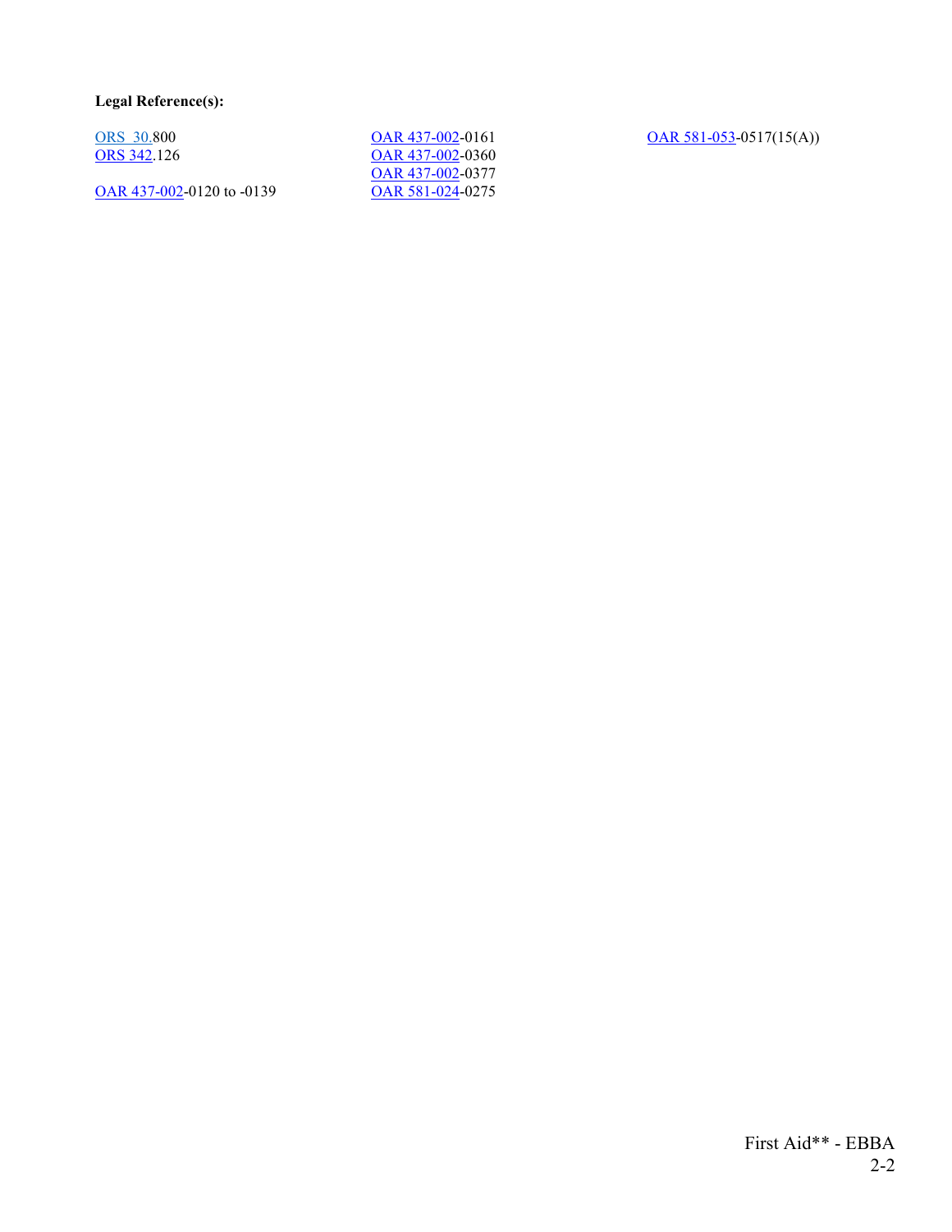**Legal Reference(s):**

ORS 30.800
ORS 342.126

OAR 437-002-0120 to -0139

OAR 437-002-0161
OAR 437-002-0360
OAR 437-002-0377
OAR 581-024-0275

OAR 581-053-0517(15(A))